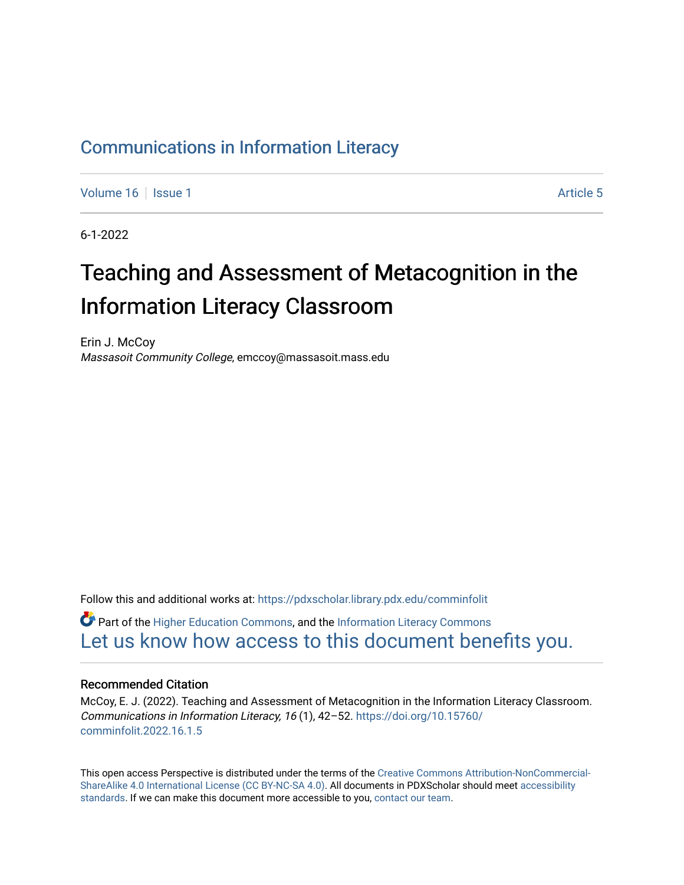Communications in Information Literacy

Volume 16 | Issue 1 | Article 5

6-1-2022

# Teaching and Assessment of Metacognition in the Information Literacy Classroom

Erin J. McCoy
*Massasoit Community College*, emccoy@massasoit.mass.edu

Follow this and additional works at: https://pdxscholar.library.pdx.edu/comminfolit

Part of the Higher Education Commons, and the Information Literacy Commons
Let us know how access to this document benefits you.

## Recommended Citation

McCoy, E. J. (2022). Teaching and Assessment of Metacognition in the Information Literacy Classroom. *Communications in Information Literacy, 16* (1), 42–52. https://doi.org/10.15760/comminfolit.2022.16.1.5

This open access Perspective is distributed under the terms of the Creative Commons Attribution-NonCommercial-ShareAlike 4.0 International License (CC BY-NC-SA 4.0). All documents in PDXScholar should meet accessibility standards. If we can make this document more accessible to you, contact our team.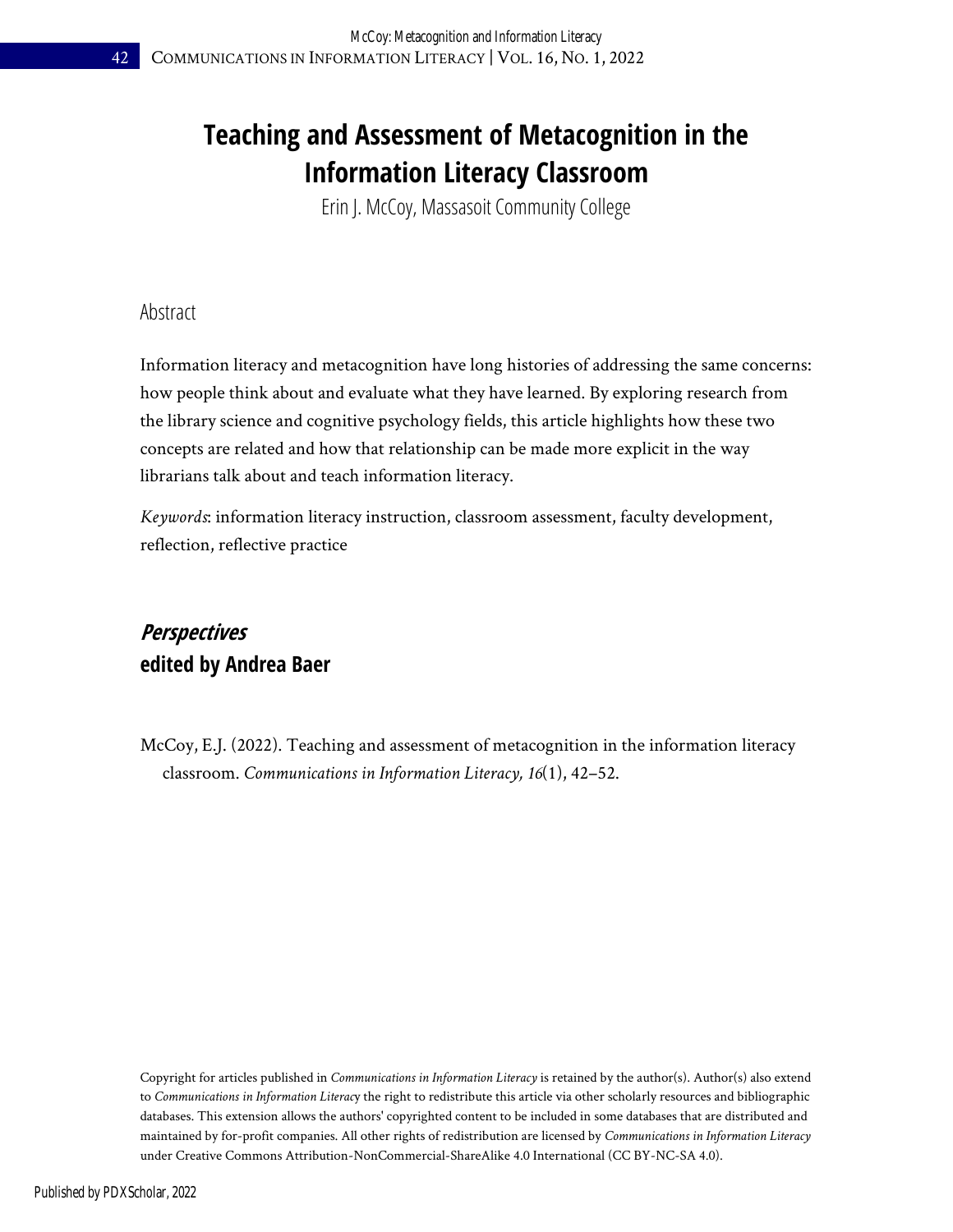# Teaching and Assessment of Metacognition in the Information Literacy Classroom

Erin J. McCoy, Massasoit Community College

## Abstract

Information literacy and metacognition have long histories of addressing the same concerns: how people think about and evaluate what they have learned. By exploring research from the library science and cognitive psychology fields, this article highlights how these two concepts are related and how that relationship can be made more explicit in the way librarians talk about and teach information literacy.

*Keywords*: information literacy instruction, classroom assessment, faculty development, reflection, reflective practice

## *Perspectives*
**edited by Andrea Baer**

McCoy, E.J. (2022). Teaching and assessment of metacognition in the information literacy classroom. *Communications in Information Literacy, 16*(1), 42–52.

Copyright for articles published in *Communications in Information Literacy* is retained by the author(s). Author(s) also extend to *Communications in Information Literacy* the right to redistribute this article via other scholarly resources and bibliographic databases. This extension allows the authors' copyrighted content to be included in some databases that are distributed and maintained by for-profit companies. All other rights of redistribution are licensed by *Communications in Information Literacy* under Creative Commons Attribution-NonCommercial-ShareAlike 4.0 International (CC BY-NC-SA 4.0).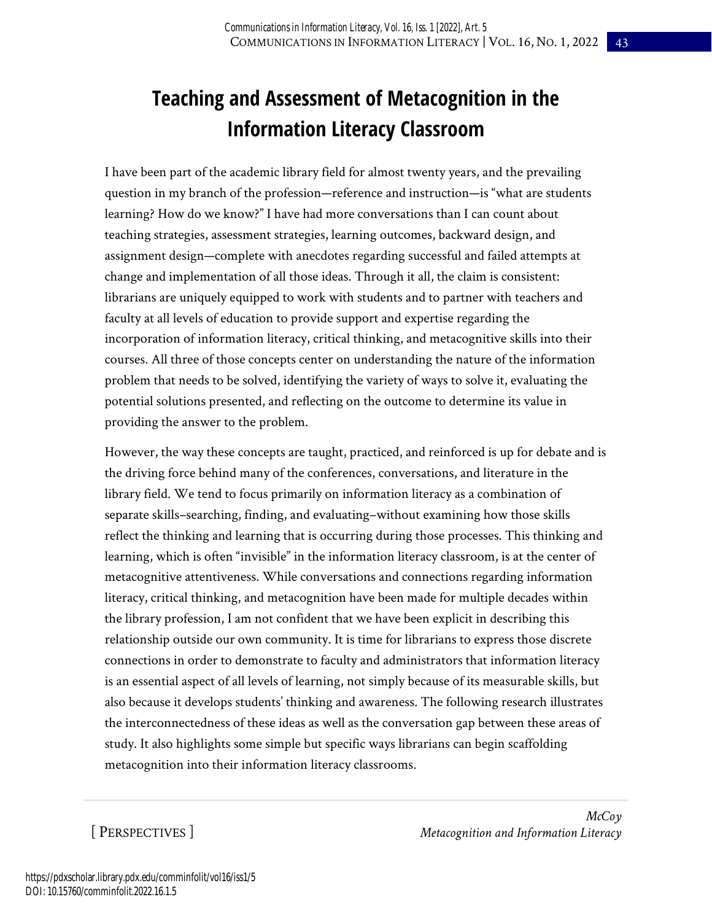# Teaching and Assessment of Metacognition in the Information Literacy Classroom

I have been part of the academic library field for almost twenty years, and the prevailing question in my branch of the profession—reference and instruction—is "what are students learning? How do we know?" I have had more conversations than I can count about teaching strategies, assessment strategies, learning outcomes, backward design, and assignment design—complete with anecdotes regarding successful and failed attempts at change and implementation of all those ideas. Through it all, the claim is consistent: librarians are uniquely equipped to work with students and to partner with teachers and faculty at all levels of education to provide support and expertise regarding the incorporation of information literacy, critical thinking, and metacognitive skills into their courses. All three of those concepts center on understanding the nature of the information problem that needs to be solved, identifying the variety of ways to solve it, evaluating the potential solutions presented, and reflecting on the outcome to determine its value in providing the answer to the problem.

However, the way these concepts are taught, practiced, and reinforced is up for debate and is the driving force behind many of the conferences, conversations, and literature in the library field. We tend to focus primarily on information literacy as a combination of separate skills–searching, finding, and evaluating–without examining how those skills reflect the thinking and learning that is occurring during those processes. This thinking and learning, which is often "invisible" in the information literacy classroom, is at the center of metacognitive attentiveness. While conversations and connections regarding information literacy, critical thinking, and metacognition have been made for multiple decades within the library profession, I am not confident that we have been explicit in describing this relationship outside our own community. It is time for librarians to express those discrete connections in order to demonstrate to faculty and administrators that information literacy is an essential aspect of all levels of learning, not simply because of its measurable skills, but also because it develops students' thinking and awareness. The following research illustrates the interconnectedness of these ideas as well as the conversation gap between these areas of study. It also highlights some simple but specific ways librarians can begin scaffolding metacognition into their information literacy classrooms.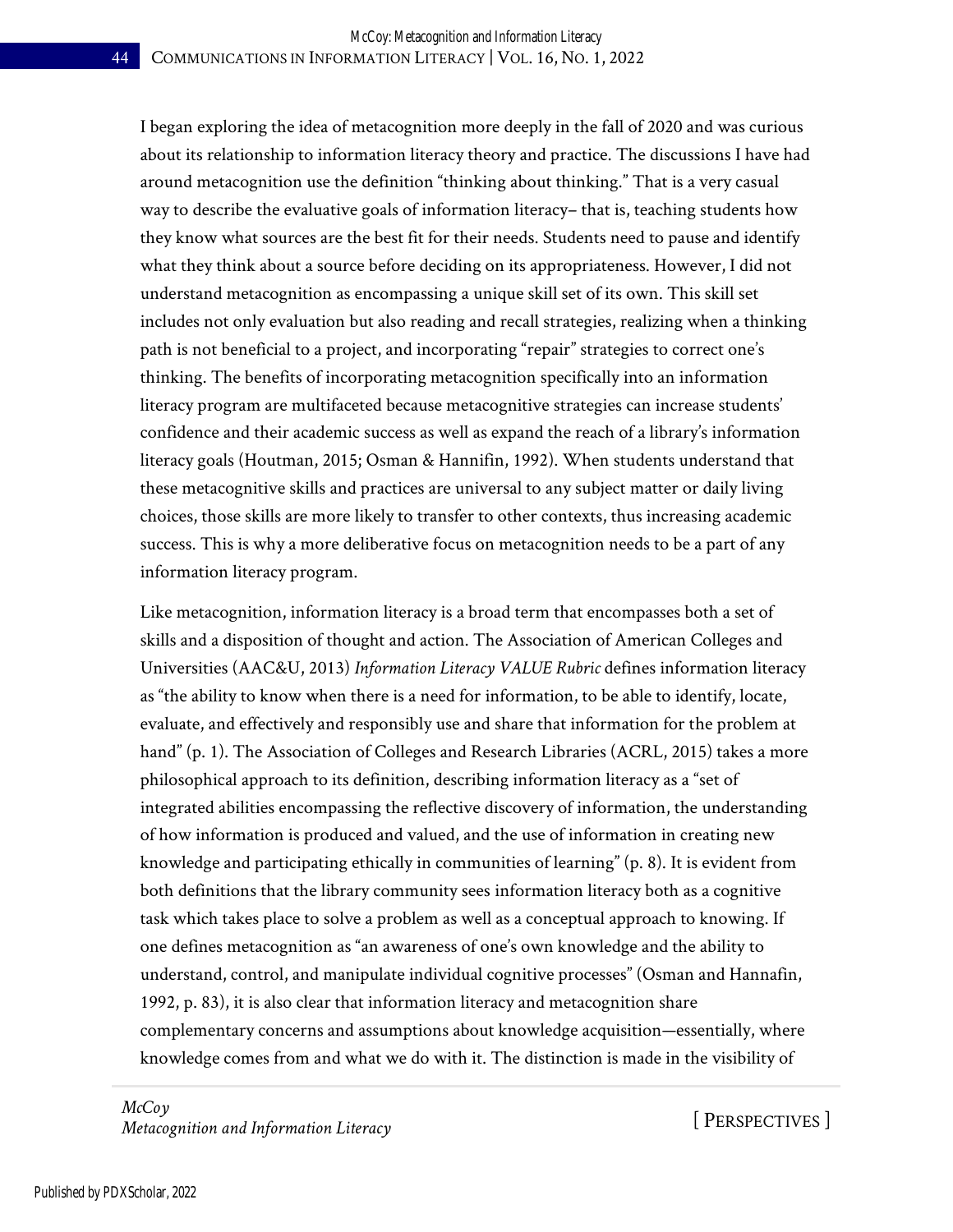I began exploring the idea of metacognition more deeply in the fall of 2020 and was curious about its relationship to information literacy theory and practice. The discussions I have had around metacognition use the definition "thinking about thinking." That is a very casual way to describe the evaluative goals of information literacy– that is, teaching students how they know what sources are the best fit for their needs. Students need to pause and identify what they think about a source before deciding on its appropriateness. However, I did not understand metacognition as encompassing a unique skill set of its own. This skill set includes not only evaluation but also reading and recall strategies, realizing when a thinking path is not beneficial to a project, and incorporating "repair" strategies to correct one's thinking. The benefits of incorporating metacognition specifically into an information literacy program are multifaceted because metacognitive strategies can increase students' confidence and their academic success as well as expand the reach of a library's information literacy goals (Houtman, 2015; Osman & Hannifin, 1992). When students understand that these metacognitive skills and practices are universal to any subject matter or daily living choices, those skills are more likely to transfer to other contexts, thus increasing academic success. This is why a more deliberative focus on metacognition needs to be a part of any information literacy program.

Like metacognition, information literacy is a broad term that encompasses both a set of skills and a disposition of thought and action. The Association of American Colleges and Universities (AAC&U, 2013) *Information Literacy VALUE Rubric* defines information literacy as "the ability to know when there is a need for information, to be able to identify, locate, evaluate, and effectively and responsibly use and share that information for the problem at hand" (p. 1). The Association of Colleges and Research Libraries (ACRL, 2015) takes a more philosophical approach to its definition, describing information literacy as a "set of integrated abilities encompassing the reflective discovery of information, the understanding of how information is produced and valued, and the use of information in creating new knowledge and participating ethically in communities of learning" (p. 8). It is evident from both definitions that the library community sees information literacy both as a cognitive task which takes place to solve a problem as well as a conceptual approach to knowing. If one defines metacognition as "an awareness of one's own knowledge and the ability to understand, control, and manipulate individual cognitive processes" (Osman and Hannafin, 1992, p. 83), it is also clear that information literacy and metacognition share complementary concerns and assumptions about knowledge acquisition—essentially, where knowledge comes from and what we do with it. The distinction is made in the visibility of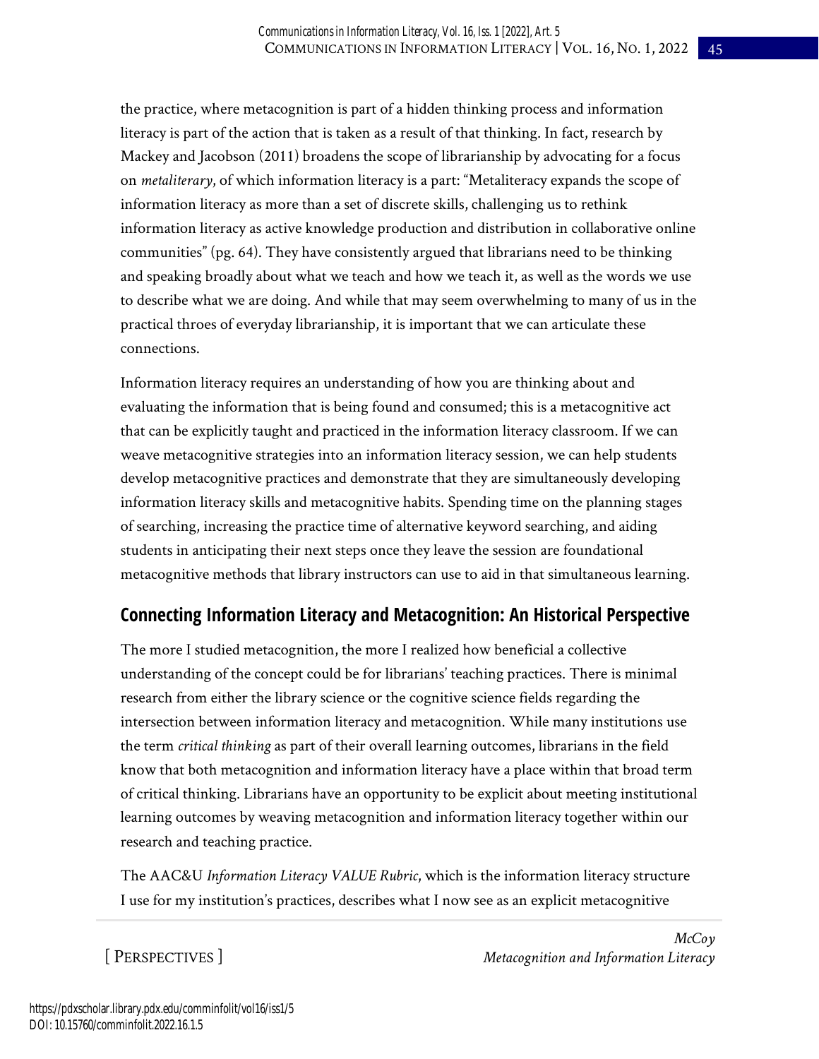the practice, where metacognition is part of a hidden thinking process and information literacy is part of the action that is taken as a result of that thinking. In fact, research by Mackey and Jacobson (2011) broadens the scope of librarianship by advocating for a focus on *metaliterary*, of which information literacy is a part: "Metaliteracy expands the scope of information literacy as more than a set of discrete skills, challenging us to rethink information literacy as active knowledge production and distribution in collaborative online communities" (pg. 64). They have consistently argued that librarians need to be thinking and speaking broadly about what we teach and how we teach it, as well as the words we use to describe what we are doing. And while that may seem overwhelming to many of us in the practical throes of everyday librarianship, it is important that we can articulate these connections.

Information literacy requires an understanding of how you are thinking about and evaluating the information that is being found and consumed; this is a metacognitive act that can be explicitly taught and practiced in the information literacy classroom. If we can weave metacognitive strategies into an information literacy session, we can help students develop metacognitive practices and demonstrate that they are simultaneously developing information literacy skills and metacognitive habits. Spending time on the planning stages of searching, increasing the practice time of alternative keyword searching, and aiding students in anticipating their next steps once they leave the session are foundational metacognitive methods that library instructors can use to aid in that simultaneous learning.

## Connecting Information Literacy and Metacognition: An Historical Perspective

The more I studied metacognition, the more I realized how beneficial a collective understanding of the concept could be for librarians' teaching practices. There is minimal research from either the library science or the cognitive science fields regarding the intersection between information literacy and metacognition. While many institutions use the term *critical thinking* as part of their overall learning outcomes, librarians in the field know that both metacognition and information literacy have a place within that broad term of critical thinking. Librarians have an opportunity to be explicit about meeting institutional learning outcomes by weaving metacognition and information literacy together within our research and teaching practice.

The AAC&U *Information Literacy VALUE Rubric*, which is the information literacy structure I use for my institution's practices, describes what I now see as an explicit metacognitive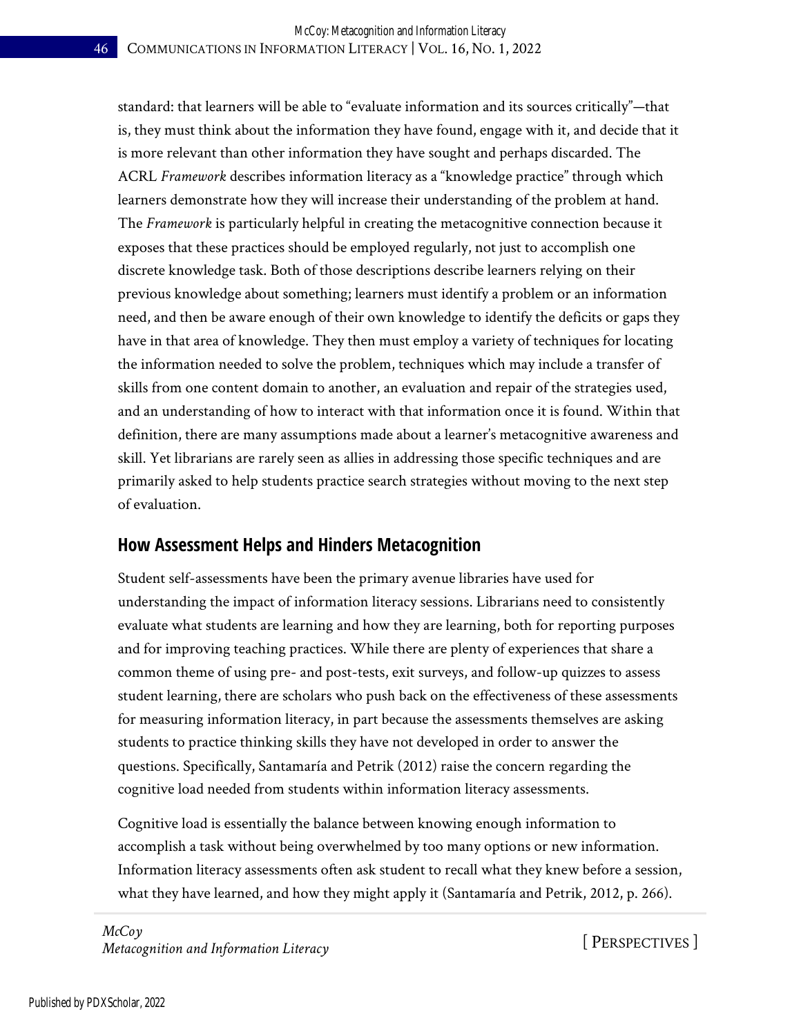standard: that learners will be able to "evaluate information and its sources critically"—that is, they must think about the information they have found, engage with it, and decide that it is more relevant than other information they have sought and perhaps discarded. The ACRL *Framework* describes information literacy as a "knowledge practice" through which learners demonstrate how they will increase their understanding of the problem at hand. The *Framework* is particularly helpful in creating the metacognitive connection because it exposes that these practices should be employed regularly, not just to accomplish one discrete knowledge task. Both of those descriptions describe learners relying on their previous knowledge about something; learners must identify a problem or an information need, and then be aware enough of their own knowledge to identify the deficits or gaps they have in that area of knowledge. They then must employ a variety of techniques for locating the information needed to solve the problem, techniques which may include a transfer of skills from one content domain to another, an evaluation and repair of the strategies used, and an understanding of how to interact with that information once it is found. Within that definition, there are many assumptions made about a learner's metacognitive awareness and skill. Yet librarians are rarely seen as allies in addressing those specific techniques and are primarily asked to help students practice search strategies without moving to the next step of evaluation.

## How Assessment Helps and Hinders Metacognition

Student self-assessments have been the primary avenue libraries have used for understanding the impact of information literacy sessions. Librarians need to consistently evaluate what students are learning and how they are learning, both for reporting purposes and for improving teaching practices. While there are plenty of experiences that share a common theme of using pre- and post-tests, exit surveys, and follow-up quizzes to assess student learning, there are scholars who push back on the effectiveness of these assessments for measuring information literacy, in part because the assessments themselves are asking students to practice thinking skills they have not developed in order to answer the questions. Specifically, Santamaría and Petrik (2012) raise the concern regarding the cognitive load needed from students within information literacy assessments.

Cognitive load is essentially the balance between knowing enough information to accomplish a task without being overwhelmed by too many options or new information. Information literacy assessments often ask student to recall what they knew before a session, what they have learned, and how they might apply it (Santamaría and Petrik, 2012, p. 266).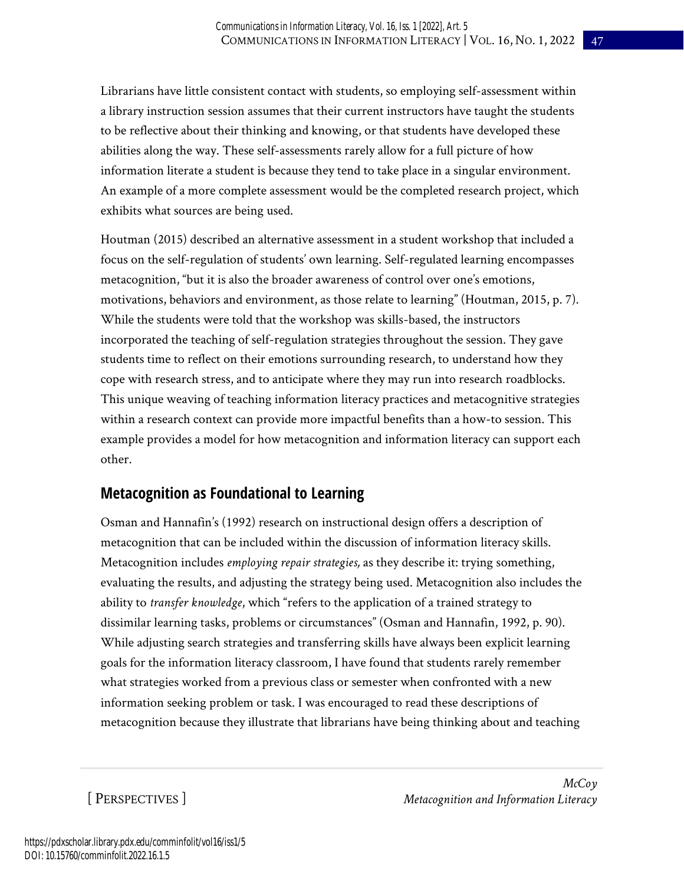Librarians have little consistent contact with students, so employing self-assessment within a library instruction session assumes that their current instructors have taught the students to be reflective about their thinking and knowing, or that students have developed these abilities along the way. These self-assessments rarely allow for a full picture of how information literate a student is because they tend to take place in a singular environment. An example of a more complete assessment would be the completed research project, which exhibits what sources are being used.

Houtman (2015) described an alternative assessment in a student workshop that included a focus on the self-regulation of students' own learning. Self-regulated learning encompasses metacognition, "but it is also the broader awareness of control over one's emotions, motivations, behaviors and environment, as those relate to learning" (Houtman, 2015, p. 7). While the students were told that the workshop was skills-based, the instructors incorporated the teaching of self-regulation strategies throughout the session. They gave students time to reflect on their emotions surrounding research, to understand how they cope with research stress, and to anticipate where they may run into research roadblocks. This unique weaving of teaching information literacy practices and metacognitive strategies within a research context can provide more impactful benefits than a how-to session. This example provides a model for how metacognition and information literacy can support each other.

## Metacognition as Foundational to Learning

Osman and Hannafin's (1992) research on instructional design offers a description of metacognition that can be included within the discussion of information literacy skills. Metacognition includes *employing repair strategies,* as they describe it: trying something, evaluating the results, and adjusting the strategy being used. Metacognition also includes the ability to *transfer knowledge*, which "refers to the application of a trained strategy to dissimilar learning tasks, problems or circumstances" (Osman and Hannafin, 1992, p. 90). While adjusting search strategies and transferring skills have always been explicit learning goals for the information literacy classroom, I have found that students rarely remember what strategies worked from a previous class or semester when confronted with a new information seeking problem or task. I was encouraged to read these descriptions of metacognition because they illustrate that librarians have being thinking about and teaching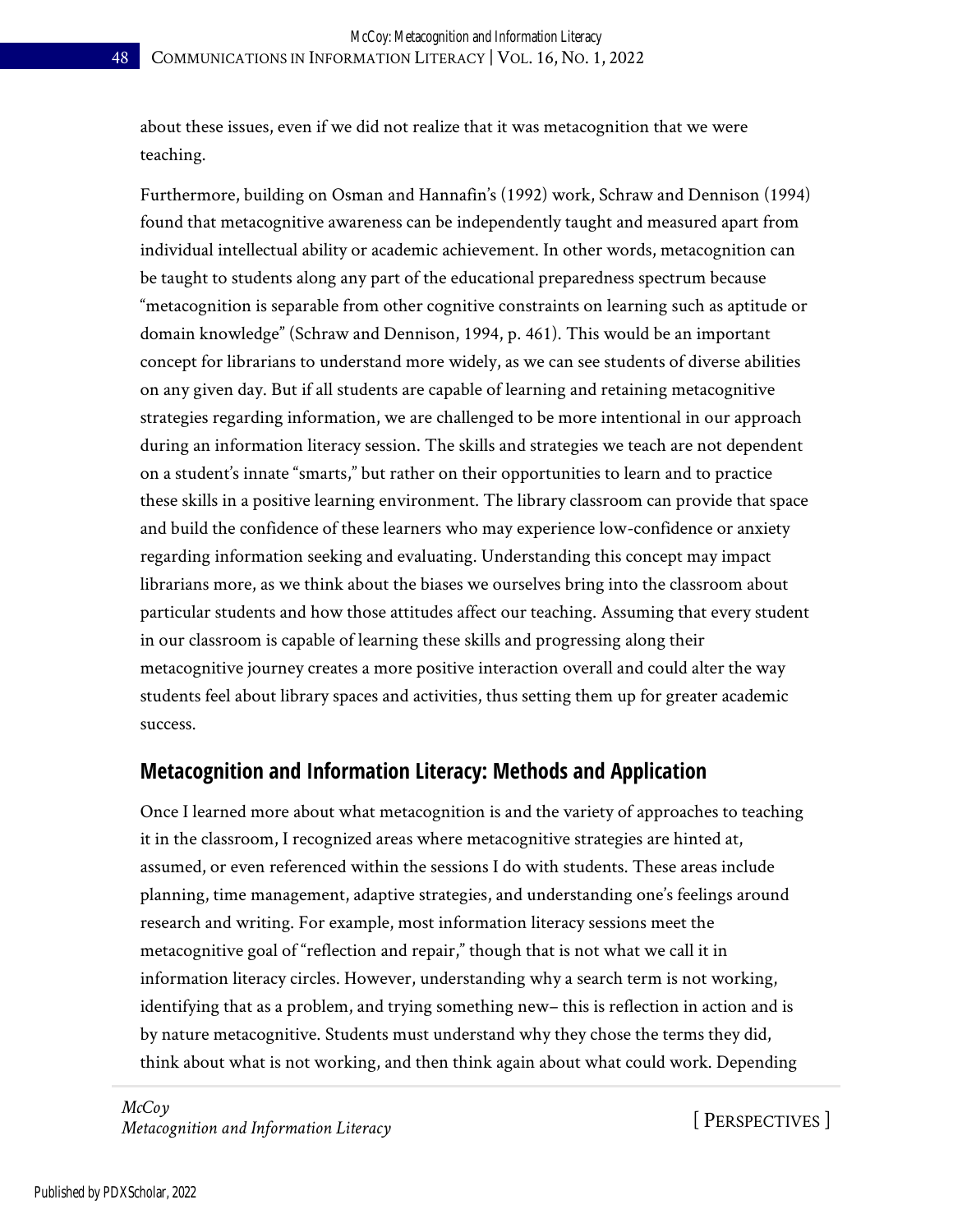about these issues, even if we did not realize that it was metacognition that we were teaching.

Furthermore, building on Osman and Hannafin's (1992) work, Schraw and Dennison (1994) found that metacognitive awareness can be independently taught and measured apart from individual intellectual ability or academic achievement. In other words, metacognition can be taught to students along any part of the educational preparedness spectrum because "metacognition is separable from other cognitive constraints on learning such as aptitude or domain knowledge" (Schraw and Dennison, 1994, p. 461). This would be an important concept for librarians to understand more widely, as we can see students of diverse abilities on any given day. But if all students are capable of learning and retaining metacognitive strategies regarding information, we are challenged to be more intentional in our approach during an information literacy session. The skills and strategies we teach are not dependent on a student's innate "smarts," but rather on their opportunities to learn and to practice these skills in a positive learning environment. The library classroom can provide that space and build the confidence of these learners who may experience low-confidence or anxiety regarding information seeking and evaluating. Understanding this concept may impact librarians more, as we think about the biases we ourselves bring into the classroom about particular students and how those attitudes affect our teaching. Assuming that every student in our classroom is capable of learning these skills and progressing along their metacognitive journey creates a more positive interaction overall and could alter the way students feel about library spaces and activities, thus setting them up for greater academic success.

## Metacognition and Information Literacy: Methods and Application

Once I learned more about what metacognition is and the variety of approaches to teaching it in the classroom, I recognized areas where metacognitive strategies are hinted at, assumed, or even referenced within the sessions I do with students. These areas include planning, time management, adaptive strategies, and understanding one's feelings around research and writing. For example, most information literacy sessions meet the metacognitive goal of "reflection and repair," though that is not what we call it in information literacy circles. However, understanding why a search term is not working, identifying that as a problem, and trying something new– this is reflection in action and is by nature metacognitive. Students must understand why they chose the terms they did, think about what is not working, and then think again about what could work. Depending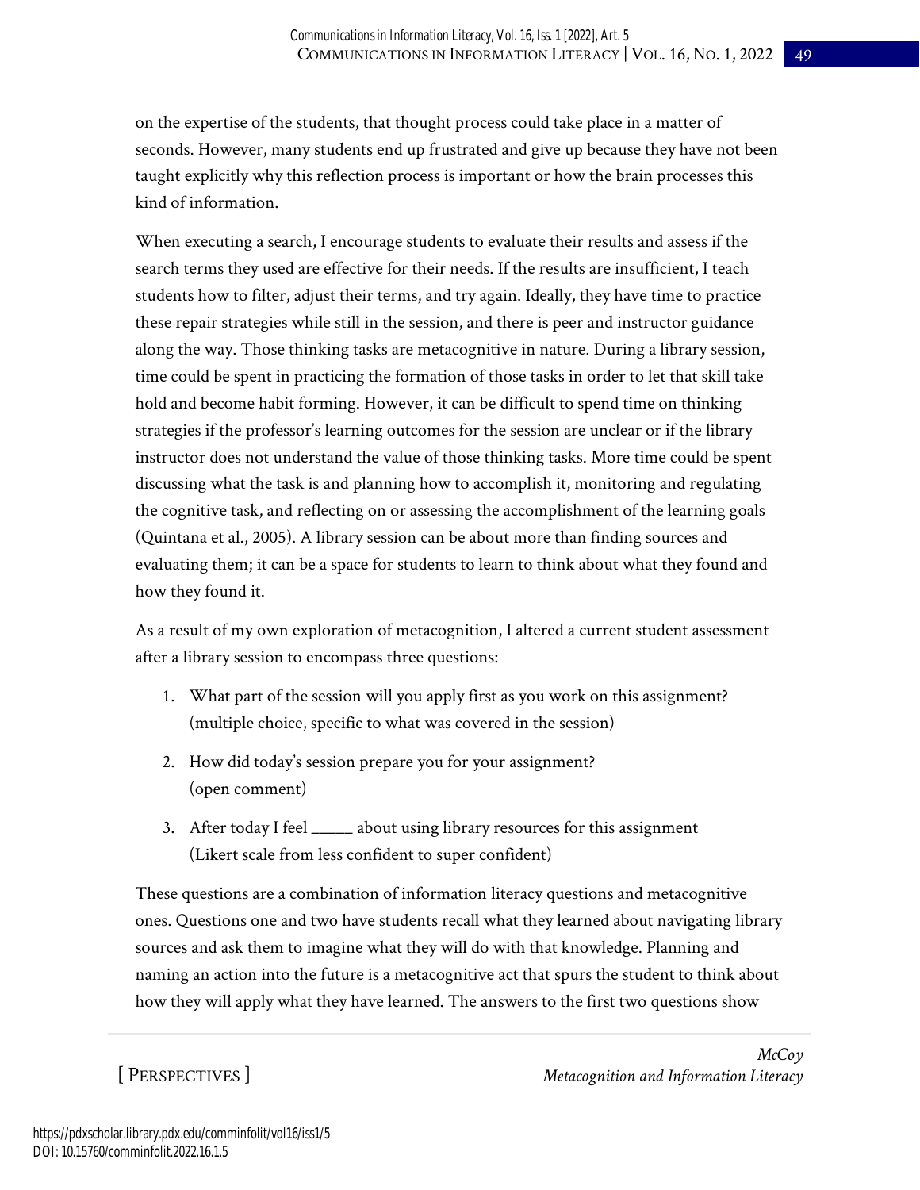on the expertise of the students, that thought process could take place in a matter of seconds. However, many students end up frustrated and give up because they have not been taught explicitly why this reflection process is important or how the brain processes this kind of information.

When executing a search, I encourage students to evaluate their results and assess if the search terms they used are effective for their needs. If the results are insufficient, I teach students how to filter, adjust their terms, and try again. Ideally, they have time to practice these repair strategies while still in the session, and there is peer and instructor guidance along the way. Those thinking tasks are metacognitive in nature. During a library session, time could be spent in practicing the formation of those tasks in order to let that skill take hold and become habit forming. However, it can be difficult to spend time on thinking strategies if the professor's learning outcomes for the session are unclear or if the library instructor does not understand the value of those thinking tasks. More time could be spent discussing what the task is and planning how to accomplish it, monitoring and regulating the cognitive task, and reflecting on or assessing the accomplishment of the learning goals (Quintana et al., 2005). A library session can be about more than finding sources and evaluating them; it can be a space for students to learn to think about what they found and how they found it.

As a result of my own exploration of metacognition, I altered a current student assessment after a library session to encompass three questions:

1. What part of the session will you apply first as you work on this assignment? (multiple choice, specific to what was covered in the session)
2. How did today's session prepare you for your assignment? (open comment)
3. After today I feel _____ about using library resources for this assignment (Likert scale from less confident to super confident)

These questions are a combination of information literacy questions and metacognitive ones. Questions one and two have students recall what they learned about navigating library sources and ask them to imagine what they will do with that knowledge. Planning and naming an action into the future is a metacognitive act that spurs the student to think about how they will apply what they have learned. The answers to the first two questions show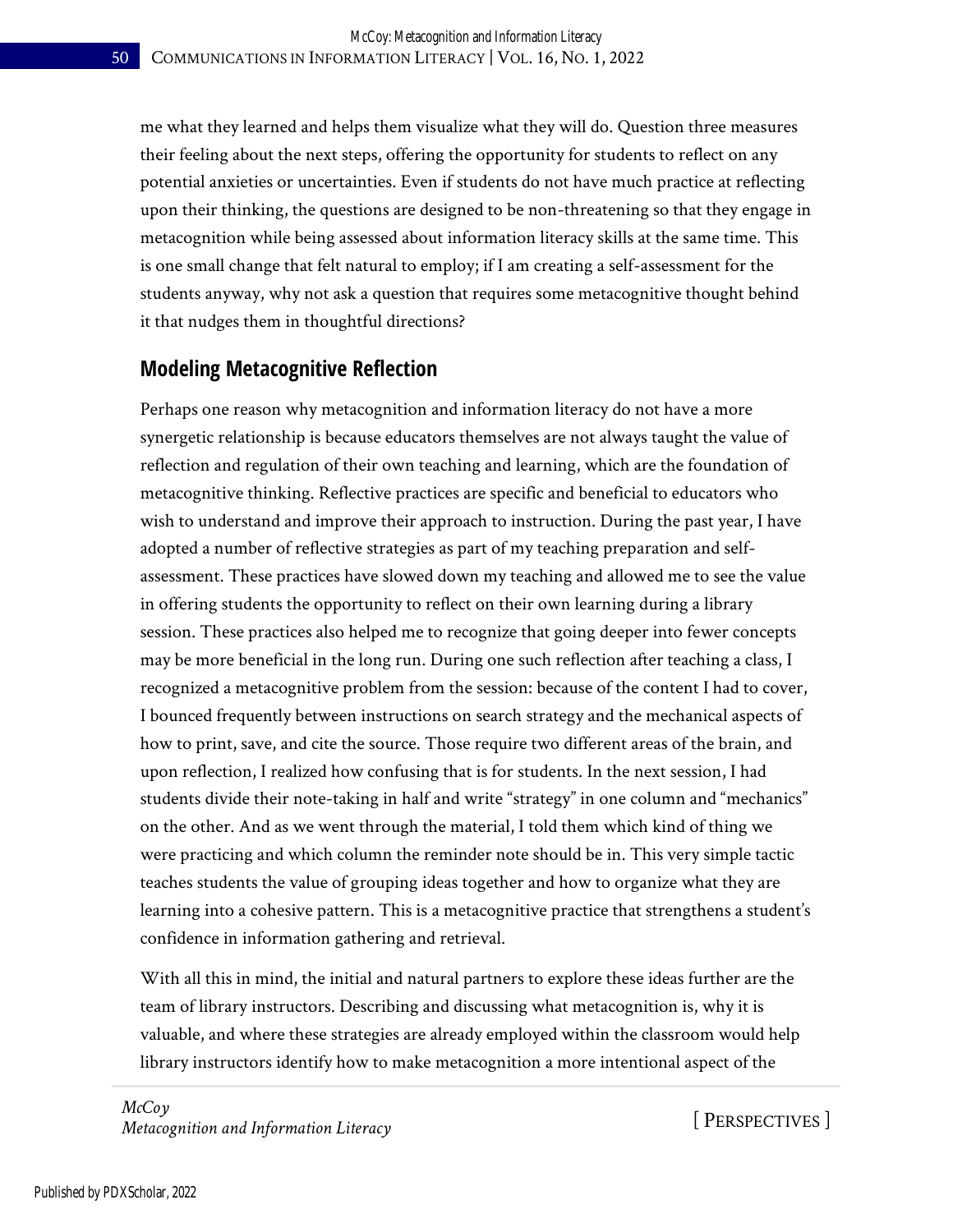me what they learned and helps them visualize what they will do. Question three measures their feeling about the next steps, offering the opportunity for students to reflect on any potential anxieties or uncertainties. Even if students do not have much practice at reflecting upon their thinking, the questions are designed to be non-threatening so that they engage in metacognition while being assessed about information literacy skills at the same time. This is one small change that felt natural to employ; if I am creating a self-assessment for the students anyway, why not ask a question that requires some metacognitive thought behind it that nudges them in thoughtful directions?

## Modeling Metacognitive Reflection

Perhaps one reason why metacognition and information literacy do not have a more synergetic relationship is because educators themselves are not always taught the value of reflection and regulation of their own teaching and learning, which are the foundation of metacognitive thinking. Reflective practices are specific and beneficial to educators who wish to understand and improve their approach to instruction. During the past year, I have adopted a number of reflective strategies as part of my teaching preparation and self-assessment. These practices have slowed down my teaching and allowed me to see the value in offering students the opportunity to reflect on their own learning during a library session. These practices also helped me to recognize that going deeper into fewer concepts may be more beneficial in the long run. During one such reflection after teaching a class, I recognized a metacognitive problem from the session: because of the content I had to cover, I bounced frequently between instructions on search strategy and the mechanical aspects of how to print, save, and cite the source. Those require two different areas of the brain, and upon reflection, I realized how confusing that is for students. In the next session, I had students divide their note-taking in half and write "strategy" in one column and "mechanics" on the other. And as we went through the material, I told them which kind of thing we were practicing and which column the reminder note should be in. This very simple tactic teaches students the value of grouping ideas together and how to organize what they are learning into a cohesive pattern. This is a metacognitive practice that strengthens a student's confidence in information gathering and retrieval.

With all this in mind, the initial and natural partners to explore these ideas further are the team of library instructors. Describing and discussing what metacognition is, why it is valuable, and where these strategies are already employed within the classroom would help library instructors identify how to make metacognition a more intentional aspect of the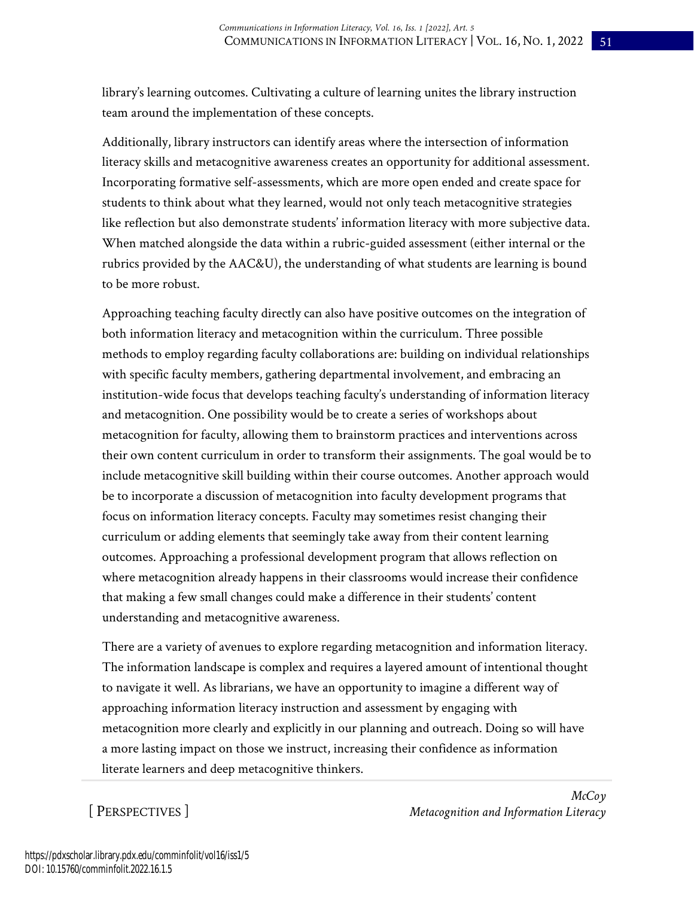library's learning outcomes. Cultivating a culture of learning unites the library instruction team around the implementation of these concepts.

Additionally, library instructors can identify areas where the intersection of information literacy skills and metacognitive awareness creates an opportunity for additional assessment. Incorporating formative self-assessments, which are more open ended and create space for students to think about what they learned, would not only teach metacognitive strategies like reflection but also demonstrate students' information literacy with more subjective data. When matched alongside the data within a rubric-guided assessment (either internal or the rubrics provided by the AAC&U), the understanding of what students are learning is bound to be more robust.

Approaching teaching faculty directly can also have positive outcomes on the integration of both information literacy and metacognition within the curriculum. Three possible methods to employ regarding faculty collaborations are: building on individual relationships with specific faculty members, gathering departmental involvement, and embracing an institution-wide focus that develops teaching faculty's understanding of information literacy and metacognition. One possibility would be to create a series of workshops about metacognition for faculty, allowing them to brainstorm practices and interventions across their own content curriculum in order to transform their assignments. The goal would be to include metacognitive skill building within their course outcomes. Another approach would be to incorporate a discussion of metacognition into faculty development programs that focus on information literacy concepts. Faculty may sometimes resist changing their curriculum or adding elements that seemingly take away from their content learning outcomes. Approaching a professional development program that allows reflection on where metacognition already happens in their classrooms would increase their confidence that making a few small changes could make a difference in their students' content understanding and metacognitive awareness.

There are a variety of avenues to explore regarding metacognition and information literacy. The information landscape is complex and requires a layered amount of intentional thought to navigate it well. As librarians, we have an opportunity to imagine a different way of approaching information literacy instruction and assessment by engaging with metacognition more clearly and explicitly in our planning and outreach. Doing so will have a more lasting impact on those we instruct, increasing their confidence as information literate learners and deep metacognitive thinkers.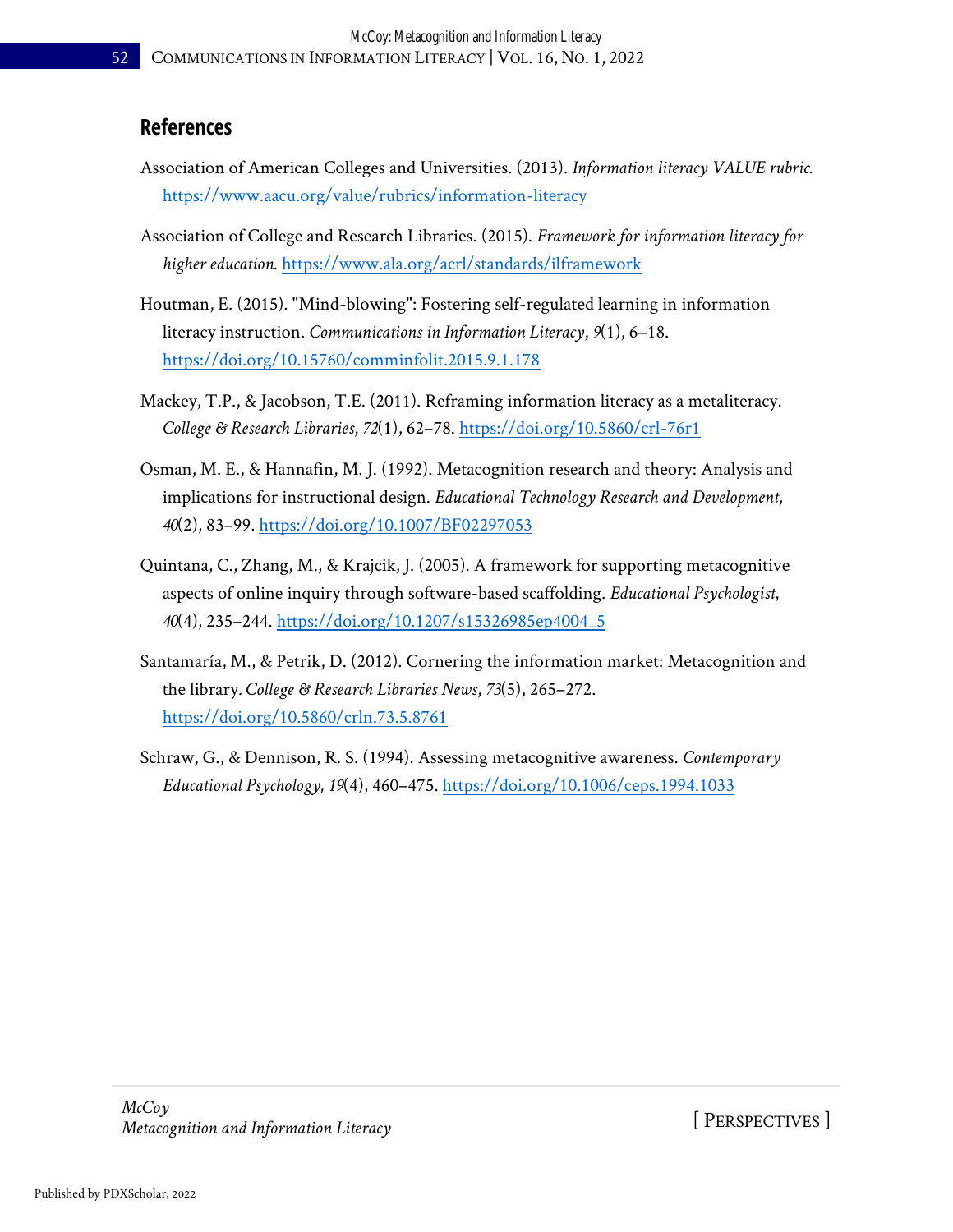## References

Association of American Colleges and Universities. (2013). *Information literacy VALUE rubric.* https://www.aacu.org/value/rubrics/information-literacy

Association of College and Research Libraries. (2015). *Framework for information literacy for higher education*. https://www.ala.org/acrl/standards/ilframework

Houtman, E. (2015). "Mind-blowing": Fostering self-regulated learning in information literacy instruction. *Communications in Information Literacy*, *9*(1), 6–18. https://doi.org/10.15760/comminfolit.2015.9.1.178

Mackey, T.P., & Jacobson, T.E. (2011). Reframing information literacy as a metaliteracy. *College & Research Libraries*, *72*(1), 62–78. https://doi.org/10.5860/crl-76r1

Osman, M. E., & Hannafin, M. J. (1992). Metacognition research and theory: Analysis and implications for instructional design. *Educational Technology Research and Development*, *40*(2), 83–99. https://doi.org/10.1007/BF02297053

Quintana, C., Zhang, M., & Krajcik, J. (2005). A framework for supporting metacognitive aspects of online inquiry through software-based scaffolding. *Educational Psychologist*, *40*(4), 235–244. https://doi.org/10.1207/s15326985ep4004_5

Santamaría, M., & Petrik, D. (2012). Cornering the information market: Metacognition and the library. *College & Research Libraries News*, *73*(5), 265–272. https://doi.org/10.5860/crln.73.5.8761

Schraw, G., & Dennison, R. S. (1994). Assessing metacognitive awareness. *Contemporary Educational Psychology, 19*(4), 460–475. https://doi.org/10.1006/ceps.1994.1033